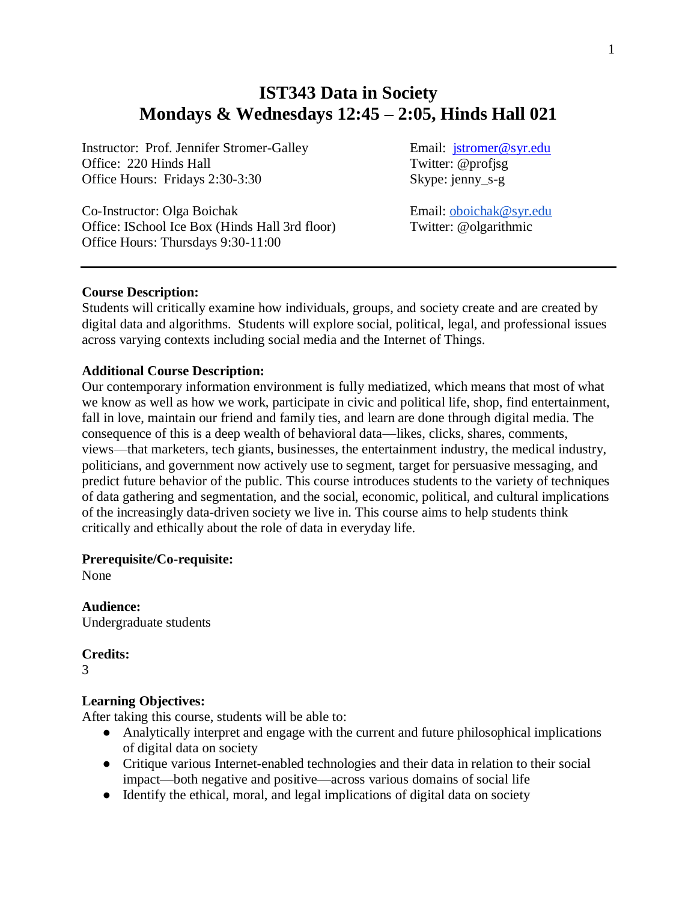# IST343 Data in Society
# Mondays & Wednesdays 12:45 – 2:05, Hinds Hall 021

Instructor: Prof. Jennifer Stromer-Galley
Office: 220 Hinds Hall
Office Hours: Fridays 2:30-3:30

Email: jstromer@syr.edu
Twitter: @profjsg
Skype: jenny_s-g

Co-Instructor: Olga Boichak
Office: ISchool Ice Box (Hinds Hall 3rd floor)
Office Hours: Thursdays 9:30-11:00

Email: oboichak@syr.edu
Twitter: @olgarithmic

---

**Course Description:**
Students will critically examine how individuals, groups, and society create and are created by digital data and algorithms. Students will explore social, political, legal, and professional issues across varying contexts including social media and the Internet of Things.

**Additional Course Description:**
Our contemporary information environment is fully mediatized, which means that most of what we know as well as how we work, participate in civic and political life, shop, find entertainment, fall in love, maintain our friend and family ties, and learn are done through digital media. The consequence of this is a deep wealth of behavioral data—likes, clicks, shares, comments, views—that marketers, tech giants, businesses, the entertainment industry, the medical industry, politicians, and government now actively use to segment, target for persuasive messaging, and predict future behavior of the public. This course introduces students to the variety of techniques of data gathering and segmentation, and the social, economic, political, and cultural implications of the increasingly data-driven society we live in. This course aims to help students think critically and ethically about the role of data in everyday life.

**Prerequisite/Co-requisite:**
None

**Audience:**
Undergraduate students

**Credits:**
3

**Learning Objectives:**
After taking this course, students will be able to:

- Analytically interpret and engage with the current and future philosophical implications of digital data on society
- Critique various Internet-enabled technologies and their data in relation to their social impact—both negative and positive—across various domains of social life
- Identify the ethical, moral, and legal implications of digital data on society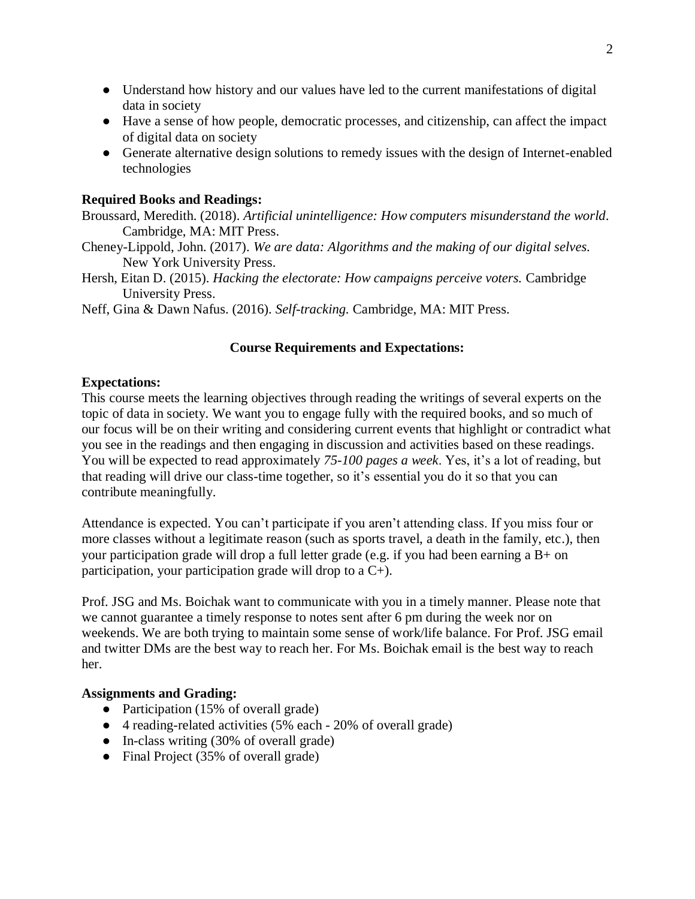- Understand how history and our values have led to the current manifestations of digital data in society
- Have a sense of how people, democratic processes, and citizenship, can affect the impact of digital data on society
- Generate alternative design solutions to remedy issues with the design of Internet-enabled technologies

**Required Books and Readings:**

Broussard, Meredith. (2018). *Artificial unintelligence: How computers misunderstand the world*. Cambridge, MA: MIT Press.

Cheney-Lippold, John. (2017). *We are data: Algorithms and the making of our digital selves.* New York University Press.

Hersh, Eitan D. (2015). *Hacking the electorate: How campaigns perceive voters.* Cambridge University Press.

Neff, Gina & Dawn Nafus. (2016). *Self-tracking.* Cambridge, MA: MIT Press.

## Course Requirements and Expectations:

**Expectations:**

This course meets the learning objectives through reading the writings of several experts on the topic of data in society. We want you to engage fully with the required books, and so much of our focus will be on their writing and considering current events that highlight or contradict what you see in the readings and then engaging in discussion and activities based on these readings. You will be expected to read approximately *75-100 pages a week*. Yes, it's a lot of reading, but that reading will drive our class-time together, so it's essential you do it so that you can contribute meaningfully.

Attendance is expected. You can't participate if you aren't attending class. If you miss four or more classes without a legitimate reason (such as sports travel, a death in the family, etc.), then your participation grade will drop a full letter grade (e.g. if you had been earning a B+ on participation, your participation grade will drop to a C+).

Prof. JSG and Ms. Boichak want to communicate with you in a timely manner. Please note that we cannot guarantee a timely response to notes sent after 6 pm during the week nor on weekends. We are both trying to maintain some sense of work/life balance. For Prof. JSG email and twitter DMs are the best way to reach her. For Ms. Boichak email is the best way to reach her.

**Assignments and Grading:**

- Participation (15% of overall grade)
- 4 reading-related activities (5% each - 20% of overall grade)
- In-class writing (30% of overall grade)
- Final Project (35% of overall grade)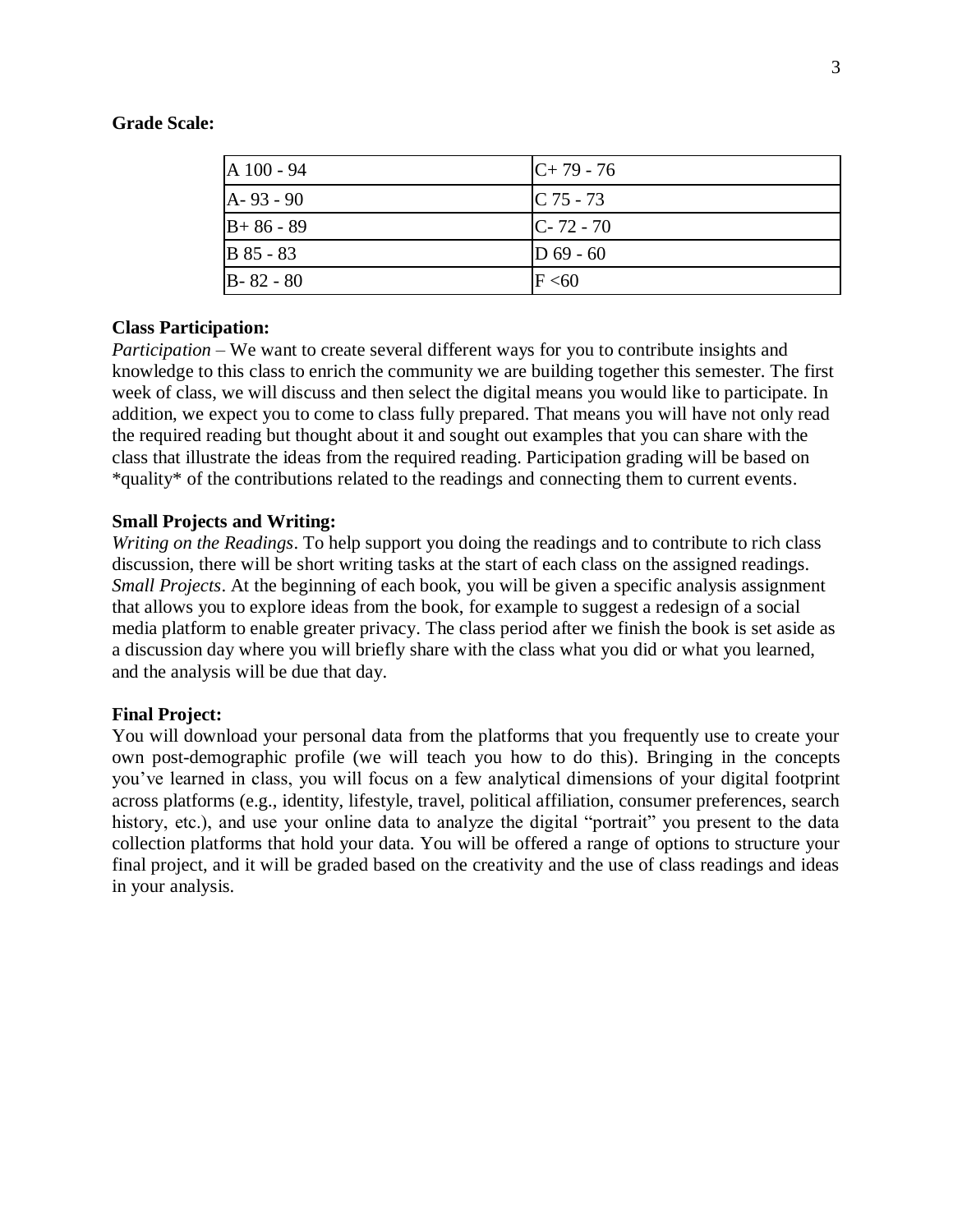**Grade Scale:**

| A 100 - 94 | C+ 79 - 76 |
|---|---|
| A- 93 - 90 | C 75 - 73 |
| B+ 86 - 89 | C- 72 - 70 |
| B 85 - 83 | D 69 - 60 |
| B- 82 - 80 | F <60 |

**Class Participation:**

*Participation* – We want to create several different ways for you to contribute insights and knowledge to this class to enrich the community we are building together this semester. The first week of class, we will discuss and then select the digital means you would like to participate. In addition, we expect you to come to class fully prepared. That means you will have not only read the required reading but thought about it and sought out examples that you can share with the class that illustrate the ideas from the required reading. Participation grading will be based on *quality* of the contributions related to the readings and connecting them to current events.

**Small Projects and Writing:**

*Writing on the Readings*. To help support you doing the readings and to contribute to rich class discussion, there will be short writing tasks at the start of each class on the assigned readings. *Small Projects*. At the beginning of each book, you will be given a specific analysis assignment that allows you to explore ideas from the book, for example to suggest a redesign of a social media platform to enable greater privacy. The class period after we finish the book is set aside as a discussion day where you will briefly share with the class what you did or what you learned, and the analysis will be due that day.

**Final Project:**

You will download your personal data from the platforms that you frequently use to create your own post-demographic profile (we will teach you how to do this). Bringing in the concepts you've learned in class, you will focus on a few analytical dimensions of your digital footprint across platforms (e.g., identity, lifestyle, travel, political affiliation, consumer preferences, search history, etc.), and use your online data to analyze the digital "portrait" you present to the data collection platforms that hold your data. You will be offered a range of options to structure your final project, and it will be graded based on the creativity and the use of class readings and ideas in your analysis.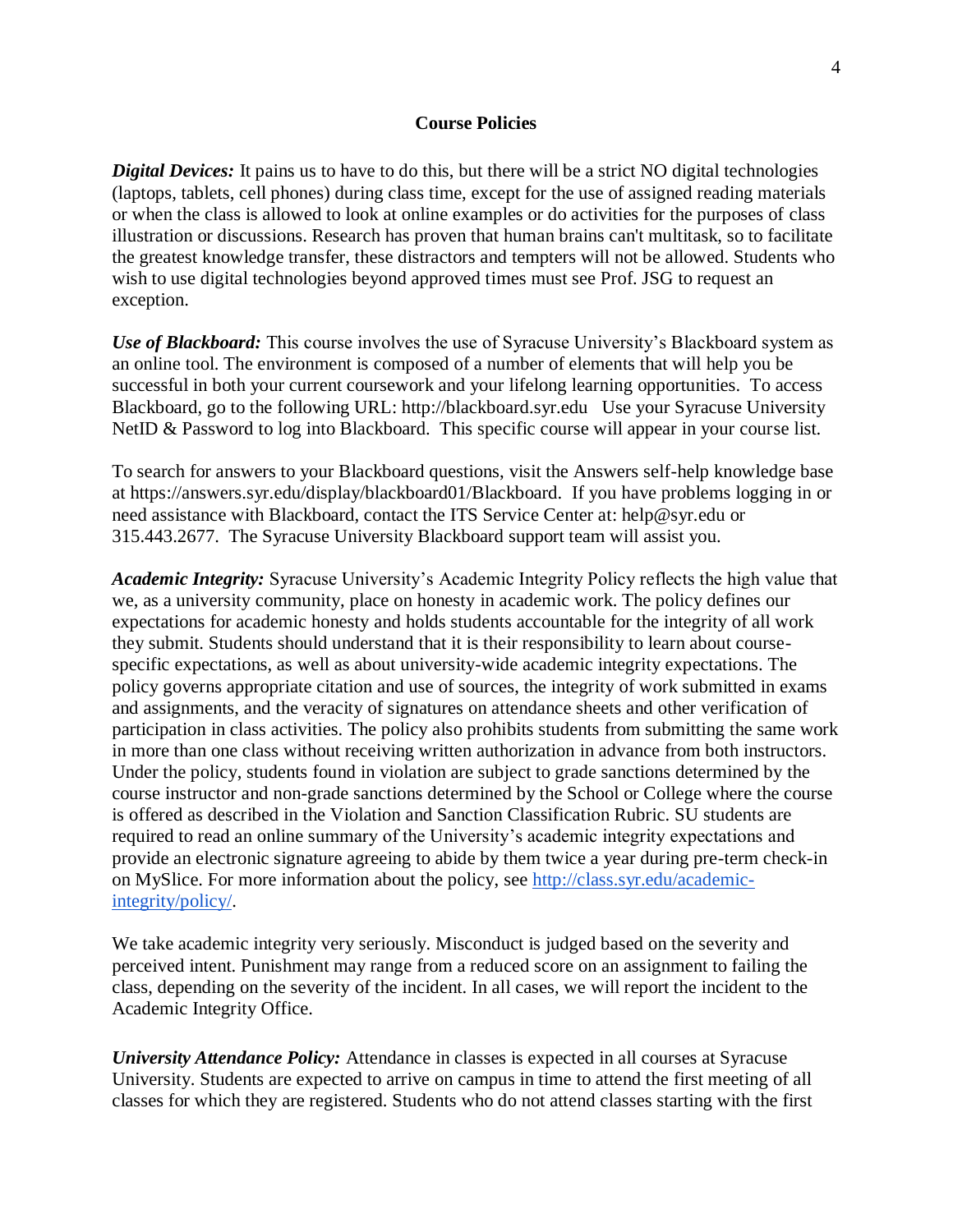## Course Policies

***Digital Devices:*** It pains us to have to do this, but there will be a strict NO digital technologies (laptops, tablets, cell phones) during class time, except for the use of assigned reading materials or when the class is allowed to look at online examples or do activities for the purposes of class illustration or discussions. Research has proven that human brains can't multitask, so to facilitate the greatest knowledge transfer, these distractors and tempters will not be allowed. Students who wish to use digital technologies beyond approved times must see Prof. JSG to request an exception.

***Use of Blackboard:*** This course involves the use of Syracuse University's Blackboard system as an online tool. The environment is composed of a number of elements that will help you be successful in both your current coursework and your lifelong learning opportunities. To access Blackboard, go to the following URL: http://blackboard.syr.edu Use your Syracuse University NetID & Password to log into Blackboard. This specific course will appear in your course list.

To search for answers to your Blackboard questions, visit the Answers self-help knowledge base at https://answers.syr.edu/display/blackboard01/Blackboard. If you have problems logging in or need assistance with Blackboard, contact the ITS Service Center at: help@syr.edu or 315.443.2677. The Syracuse University Blackboard support team will assist you.

***Academic Integrity:*** Syracuse University's Academic Integrity Policy reflects the high value that we, as a university community, place on honesty in academic work. The policy defines our expectations for academic honesty and holds students accountable for the integrity of all work they submit. Students should understand that it is their responsibility to learn about course-specific expectations, as well as about university-wide academic integrity expectations. The policy governs appropriate citation and use of sources, the integrity of work submitted in exams and assignments, and the veracity of signatures on attendance sheets and other verification of participation in class activities. The policy also prohibits students from submitting the same work in more than one class without receiving written authorization in advance from both instructors. Under the policy, students found in violation are subject to grade sanctions determined by the course instructor and non-grade sanctions determined by the School or College where the course is offered as described in the Violation and Sanction Classification Rubric. SU students are required to read an online summary of the University's academic integrity expectations and provide an electronic signature agreeing to abide by them twice a year during pre-term check-in on MySlice. For more information about the policy, see [http://class.syr.edu/academic-integrity/policy/](http://class.syr.edu/academic-integrity/policy/).

We take academic integrity very seriously. Misconduct is judged based on the severity and perceived intent. Punishment may range from a reduced score on an assignment to failing the class, depending on the severity of the incident. In all cases, we will report the incident to the Academic Integrity Office.

***University Attendance Policy:*** Attendance in classes is expected in all courses at Syracuse University. Students are expected to arrive on campus in time to attend the first meeting of all classes for which they are registered. Students who do not attend classes starting with the first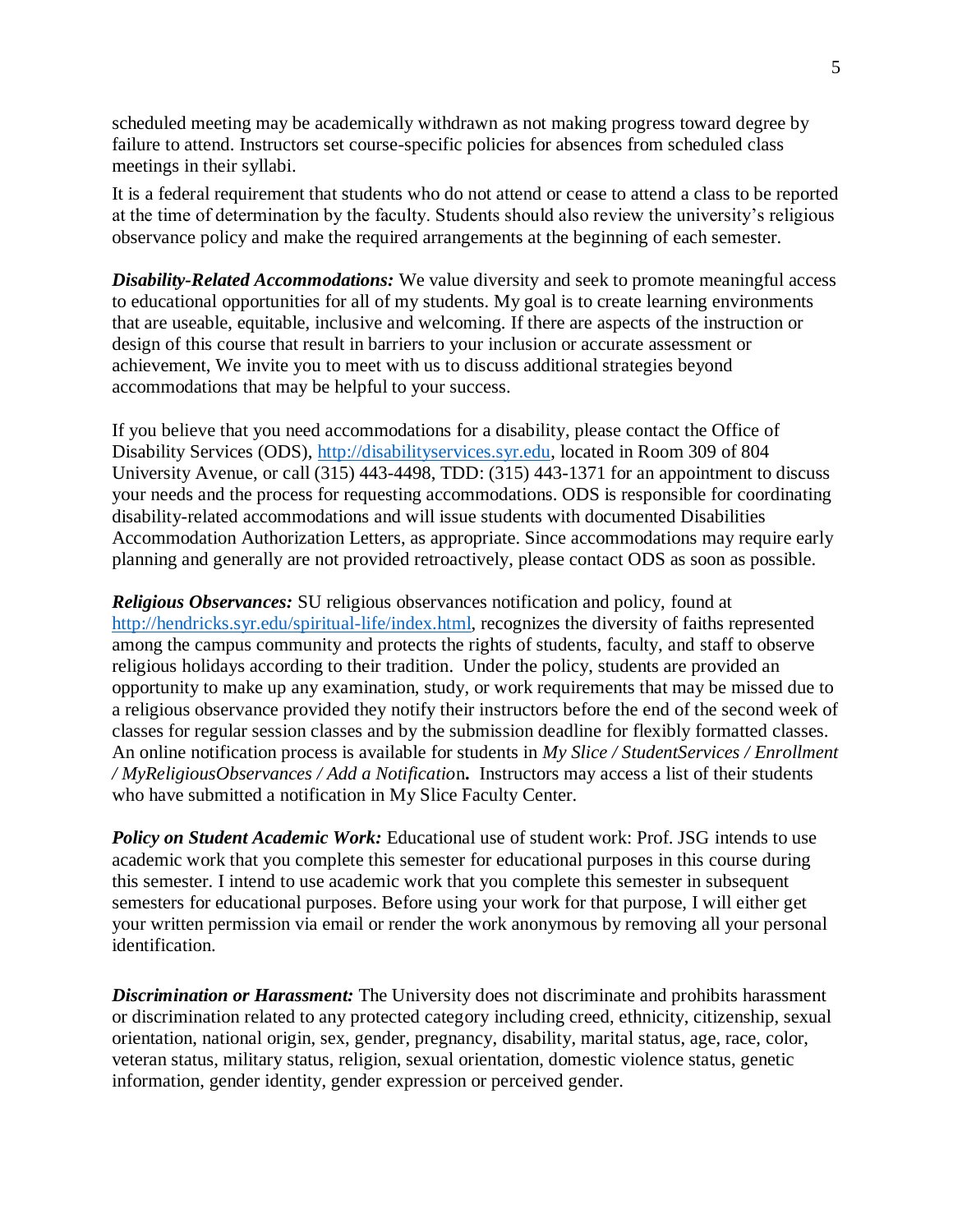scheduled meeting may be academically withdrawn as not making progress toward degree by failure to attend. Instructors set course-specific policies for absences from scheduled class meetings in their syllabi.

It is a federal requirement that students who do not attend or cease to attend a class to be reported at the time of determination by the faculty. Students should also review the university's religious observance policy and make the required arrangements at the beginning of each semester.

***Disability-Related Accommodations:*** We value diversity and seek to promote meaningful access to educational opportunities for all of my students. My goal is to create learning environments that are useable, equitable, inclusive and welcoming. If there are aspects of the instruction or design of this course that result in barriers to your inclusion or accurate assessment or achievement, We invite you to meet with us to discuss additional strategies beyond accommodations that may be helpful to your success.

If you believe that you need accommodations for a disability, please contact the Office of Disability Services (ODS), http://disabilityservices.syr.edu, located in Room 309 of 804 University Avenue, or call (315) 443-4498, TDD: (315) 443-1371 for an appointment to discuss your needs and the process for requesting accommodations. ODS is responsible for coordinating disability-related accommodations and will issue students with documented Disabilities Accommodation Authorization Letters, as appropriate. Since accommodations may require early planning and generally are not provided retroactively, please contact ODS as soon as possible.

***Religious Observances:*** SU religious observances notification and policy, found at http://hendricks.syr.edu/spiritual-life/index.html, recognizes the diversity of faiths represented among the campus community and protects the rights of students, faculty, and staff to observe religious holidays according to their tradition. Under the policy, students are provided an opportunity to make up any examination, study, or work requirements that may be missed due to a religious observance provided they notify their instructors before the end of the second week of classes for regular session classes and by the submission deadline for flexibly formatted classes. An online notification process is available for students in *My Slice / StudentServices / Enrollment / MyReligiousObservances / Add a Notificatio*n**.** Instructors may access a list of their students who have submitted a notification in My Slice Faculty Center.

***Policy on Student Academic Work:*** Educational use of student work: Prof. JSG intends to use academic work that you complete this semester for educational purposes in this course during this semester. I intend to use academic work that you complete this semester in subsequent semesters for educational purposes. Before using your work for that purpose, I will either get your written permission via email or render the work anonymous by removing all your personal identification.

***Discrimination or Harassment:*** The University does not discriminate and prohibits harassment or discrimination related to any protected category including creed, ethnicity, citizenship, sexual orientation, national origin, sex, gender, pregnancy, disability, marital status, age, race, color, veteran status, military status, religion, sexual orientation, domestic violence status, genetic information, gender identity, gender expression or perceived gender.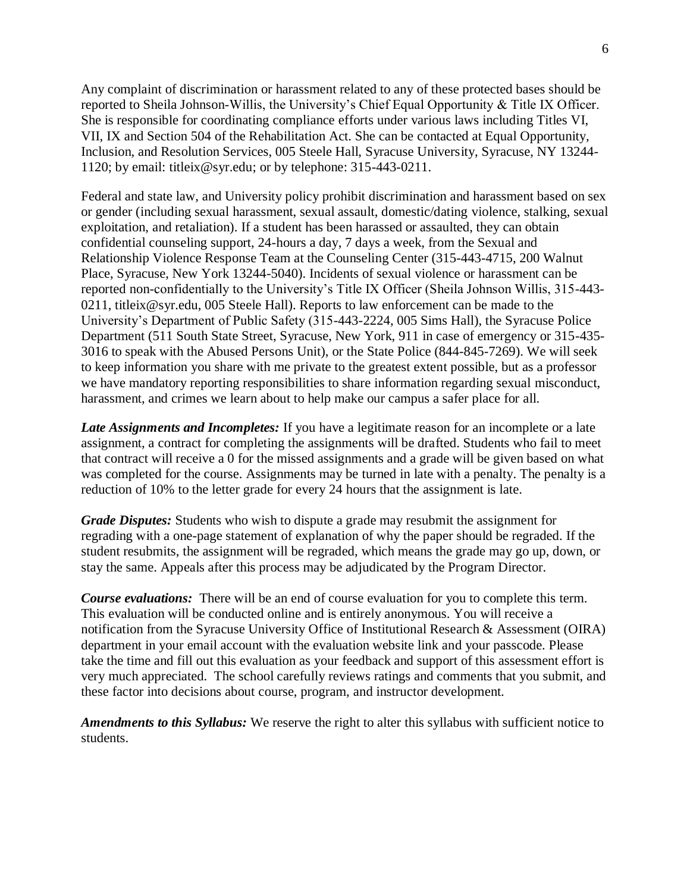Any complaint of discrimination or harassment related to any of these protected bases should be reported to Sheila Johnson-Willis, the University's Chief Equal Opportunity & Title IX Officer. She is responsible for coordinating compliance efforts under various laws including Titles VI, VII, IX and Section 504 of the Rehabilitation Act. She can be contacted at Equal Opportunity, Inclusion, and Resolution Services, 005 Steele Hall, Syracuse University, Syracuse, NY 13244-1120; by email: titleix@syr.edu; or by telephone: 315-443-0211.

Federal and state law, and University policy prohibit discrimination and harassment based on sex or gender (including sexual harassment, sexual assault, domestic/dating violence, stalking, sexual exploitation, and retaliation). If a student has been harassed or assaulted, they can obtain confidential counseling support, 24-hours a day, 7 days a week, from the Sexual and Relationship Violence Response Team at the Counseling Center (315-443-4715, 200 Walnut Place, Syracuse, New York 13244-5040). Incidents of sexual violence or harassment can be reported non-confidentially to the University's Title IX Officer (Sheila Johnson Willis, 315-443-0211, titleix@syr.edu, 005 Steele Hall). Reports to law enforcement can be made to the University's Department of Public Safety (315-443-2224, 005 Sims Hall), the Syracuse Police Department (511 South State Street, Syracuse, New York, 911 in case of emergency or 315-435-3016 to speak with the Abused Persons Unit), or the State Police (844-845-7269). We will seek to keep information you share with me private to the greatest extent possible, but as a professor we have mandatory reporting responsibilities to share information regarding sexual misconduct, harassment, and crimes we learn about to help make our campus a safer place for all.

***Late Assignments and Incompletes:*** If you have a legitimate reason for an incomplete or a late assignment, a contract for completing the assignments will be drafted. Students who fail to meet that contract will receive a 0 for the missed assignments and a grade will be given based on what was completed for the course. Assignments may be turned in late with a penalty. The penalty is a reduction of 10% to the letter grade for every 24 hours that the assignment is late.

***Grade Disputes:*** Students who wish to dispute a grade may resubmit the assignment for regrading with a one-page statement of explanation of why the paper should be regraded. If the student resubmits, the assignment will be regraded, which means the grade may go up, down, or stay the same. Appeals after this process may be adjudicated by the Program Director.

***Course evaluations:*** There will be an end of course evaluation for you to complete this term. This evaluation will be conducted online and is entirely anonymous. You will receive a notification from the Syracuse University Office of Institutional Research & Assessment (OIRA) department in your email account with the evaluation website link and your passcode. Please take the time and fill out this evaluation as your feedback and support of this assessment effort is very much appreciated. The school carefully reviews ratings and comments that you submit, and these factor into decisions about course, program, and instructor development.

***Amendments to this Syllabus:*** We reserve the right to alter this syllabus with sufficient notice to students.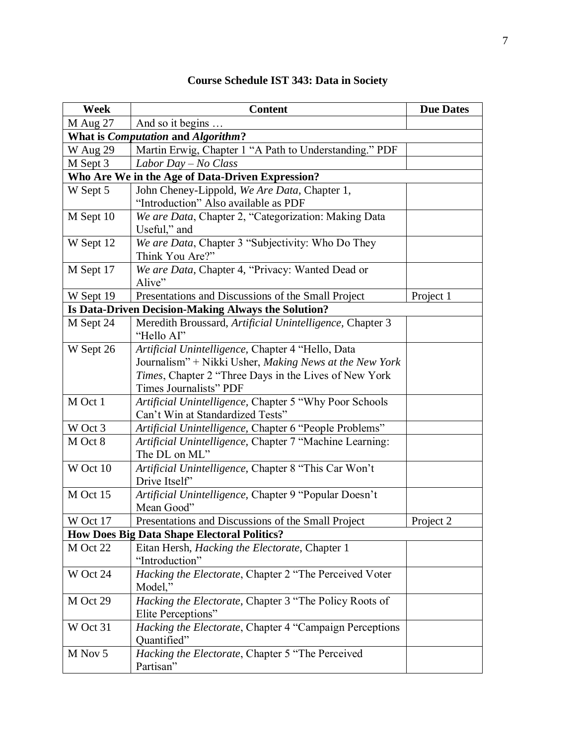## Course Schedule IST 343: Data in Society

| Week | Content | Due Dates |
|---|---|---|
| M Aug 27 | And so it begins … | |
| **What is *Computation* and *Algorithm*?** | | |
| W Aug 29 | Martin Erwig, Chapter 1 "A Path to Understanding." PDF | |
| M Sept 3 | *Labor Day – No Class* | |
| **Who Are We in the Age of Data-Driven Expression?** | | |
| W Sept 5 | John Cheney-Lippold, *We Are Data*, Chapter 1, "Introduction" Also available as PDF | |
| M Sept 10 | *We are Data*, Chapter 2, "Categorization: Making Data Useful," and | |
| W Sept 12 | *We are Data*, Chapter 3 "Subjectivity: Who Do They Think You Are?" | |
| M Sept 17 | *We are Data*, Chapter 4, "Privacy: Wanted Dead or Alive" | |
| W Sept 19 | Presentations and Discussions of the Small Project | Project 1 |
| **Is Data-Driven Decision-Making Always the Solution?** | | |
| M Sept 24 | Meredith Broussard, *Artificial Unintelligence,* Chapter 3 "Hello AI" | |
| W Sept 26 | *Artificial Unintelligence,* Chapter 4 "Hello, Data Journalism" + Nikki Usher, *Making News at the New York Times*, Chapter 2 "Three Days in the Lives of New York Times Journalists" PDF | |
| M Oct 1 | *Artificial Unintelligence,* Chapter 5 "Why Poor Schools Can't Win at Standardized Tests" | |
| W Oct 3 | *Artificial Unintelligence,* Chapter 6 "People Problems" | |
| M Oct 8 | *Artificial Unintelligence,* Chapter 7 "Machine Learning: The DL on ML" | |
| W Oct 10 | *Artificial Unintelligence*, Chapter 8 "This Car Won't Drive Itself" | |
| M Oct 15 | *Artificial Unintelligence,* Chapter 9 "Popular Doesn't Mean Good" | |
| W Oct 17 | Presentations and Discussions of the Small Project | Project 2 |
| **How Does Big Data Shape Electoral Politics?** | | |
| M Oct 22 | Eitan Hersh, *Hacking the Electorate*, Chapter 1 "Introduction" | |
| W Oct 24 | *Hacking the Electorate*, Chapter 2 "The Perceived Voter Model," | |
| M Oct 29 | *Hacking the Electorate,* Chapter 3 "The Policy Roots of Elite Perceptions" | |
| W Oct 31 | *Hacking the Electorate*, Chapter 4 "Campaign Perceptions Quantified" | |
| M Nov 5 | *Hacking the Electorate*, Chapter 5 "The Perceived Partisan" | |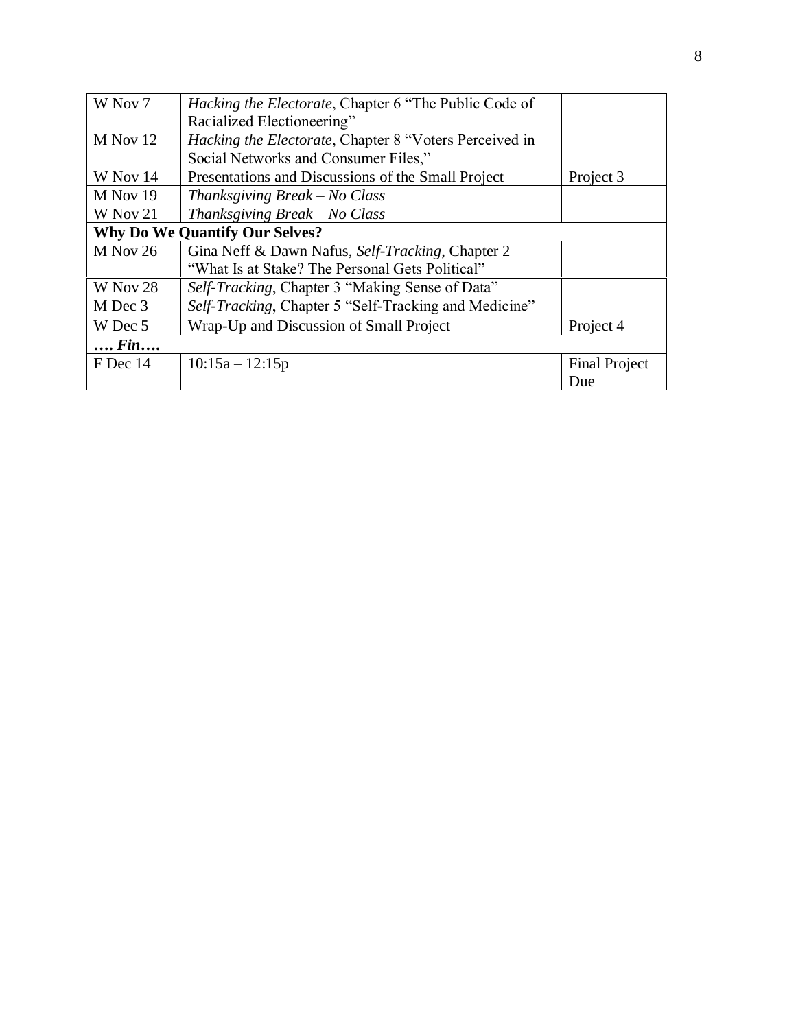| | | |
|---|---|---|
| W Nov 7 | *Hacking the Electorate*, Chapter 6 "The Public Code of Racialized Electioneering" | |
| M Nov 12 | *Hacking the Electorate*, Chapter 8 "Voters Perceived in Social Networks and Consumer Files," | |
| W Nov 14 | Presentations and Discussions of the Small Project | Project 3 |
| M Nov 19 | *Thanksgiving Break – No Class* | |
| W Nov 21 | *Thanksgiving Break – No Class* | |
| **Why Do We Quantify Our Selves?** | | |
| M Nov 26 | Gina Neff & Dawn Nafus, *Self-Tracking*, Chapter 2 "What Is at Stake? The Personal Gets Political" | |
| W Nov 28 | *Self-Tracking*, Chapter 3 "Making Sense of Data" | |
| M Dec 3 | *Self-Tracking*, Chapter 5 "Self-Tracking and Medicine" | |
| W Dec 5 | Wrap-Up and Discussion of Small Project | Project 4 |
| ***…. Fin….*** | | |
| F Dec 14 | 10:15a – 12:15p | Final Project Due |